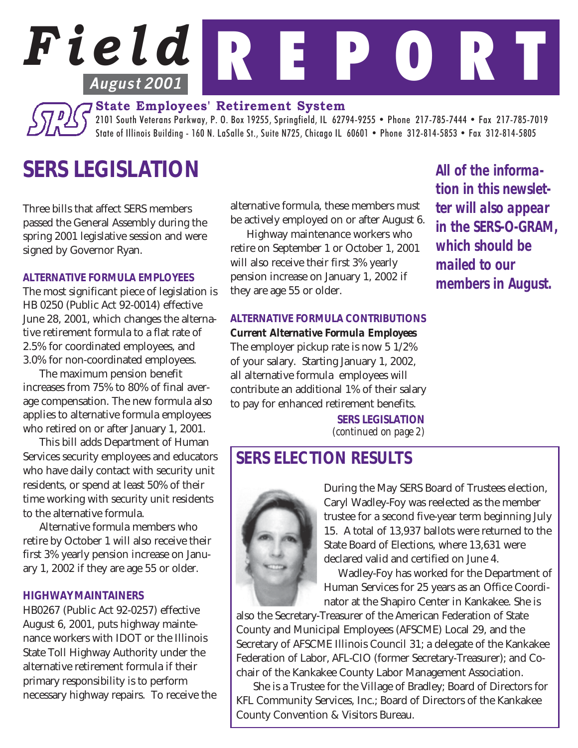# Field REPORT

**August 2001**

**State Employees' Retirement System**

2101 South Veterans Parkway, P. O. Box 19255, Springfield, IL 62794-9255 • Phone 217-785-7444 • Fax 217-785-7019
State of Illinois Building - 160 N. LaSalle St., Suite N725, Chicago IL 60601 • Phone 312-814-5853 • Fax 312-814-5805

## SERS LEGISLATION

***All of the information in this newsletter will also appear in the SERS-O-GRAM, which should be mailed to our members in August.***

Three bills that affect SERS members passed the General Assembly during the spring 2001 legislative session and were signed by Governor Ryan.

### ALTERNATIVE FORMULA EMPLOYEES

The most significant piece of legislation is HB 0250 (Public Act 92-0014) effective June 28, 2001, which changes the alternative retirement formula to a flat rate of 2.5% for coordinated employees, and 3.0% for non-coordinated employees.

The maximum pension benefit increases from 75% to 80% of final average compensation. The new formula also applies to alternative formula employees who retired on or after January 1, 2001.

This bill adds Department of Human Services security employees and educators who have daily contact with security unit residents, or spend at least 50% of their time working with security unit residents to the alternative formula.

Alternative formula members who retire by October 1 will also receive their first 3% yearly pension increase on January 1, 2002 if they are age 55 or older.

### HIGHWAY MAINTAINERS

HB0267 (Public Act 92-0257) effective August 6, 2001, puts highway maintenance workers with IDOT or the Illinois State Toll Highway Authority under the alternative retirement formula if their primary responsibility is to perform necessary highway repairs. To receive the alternative formula, these members must be actively employed on or after August 6.

Highway maintenance workers who retire on September 1 or October 1, 2001 will also receive their first 3% yearly pension increase on January 1, 2002 if they are age 55 or older.

### ALTERNATIVE FORMULA CONTRIBUTIONS

**Current Alternative Formula Employees**

The employer pickup rate is now 5 1/2% of your salary. Starting January 1, 2002, all alternative formula employees will contribute an additional 1% of their salary to pay for enhanced retirement benefits.

**SERS LEGISLATION**
*(continued on page 2)*

## SERS ELECTION RESULTS

During the May SERS Board of Trustees election, Caryl Wadley-Foy was reelected as the member trustee for a second five-year term beginning July 15. A total of 13,937 ballots were returned to the State Board of Elections, where 13,631 were declared valid and certified on June 4.

Wadley-Foy has worked for the Department of Human Services for 25 years as an Office Coordinator at the Shapiro Center in Kankakee. She is also the Secretary-Treasurer of the American Federation of State County and Municipal Employees (AFSCME) Local 29, and the Secretary of AFSCME Illinois Council 31; a delegate of the Kankakee Federation of Labor, AFL-CIO (former Secretary-Treasurer); and Co-chair of the Kankakee County Labor Management Association.

She is a Trustee for the Village of Bradley; Board of Directors for KFL Community Services, Inc.; Board of Directors of the Kankakee County Convention & Visitors Bureau.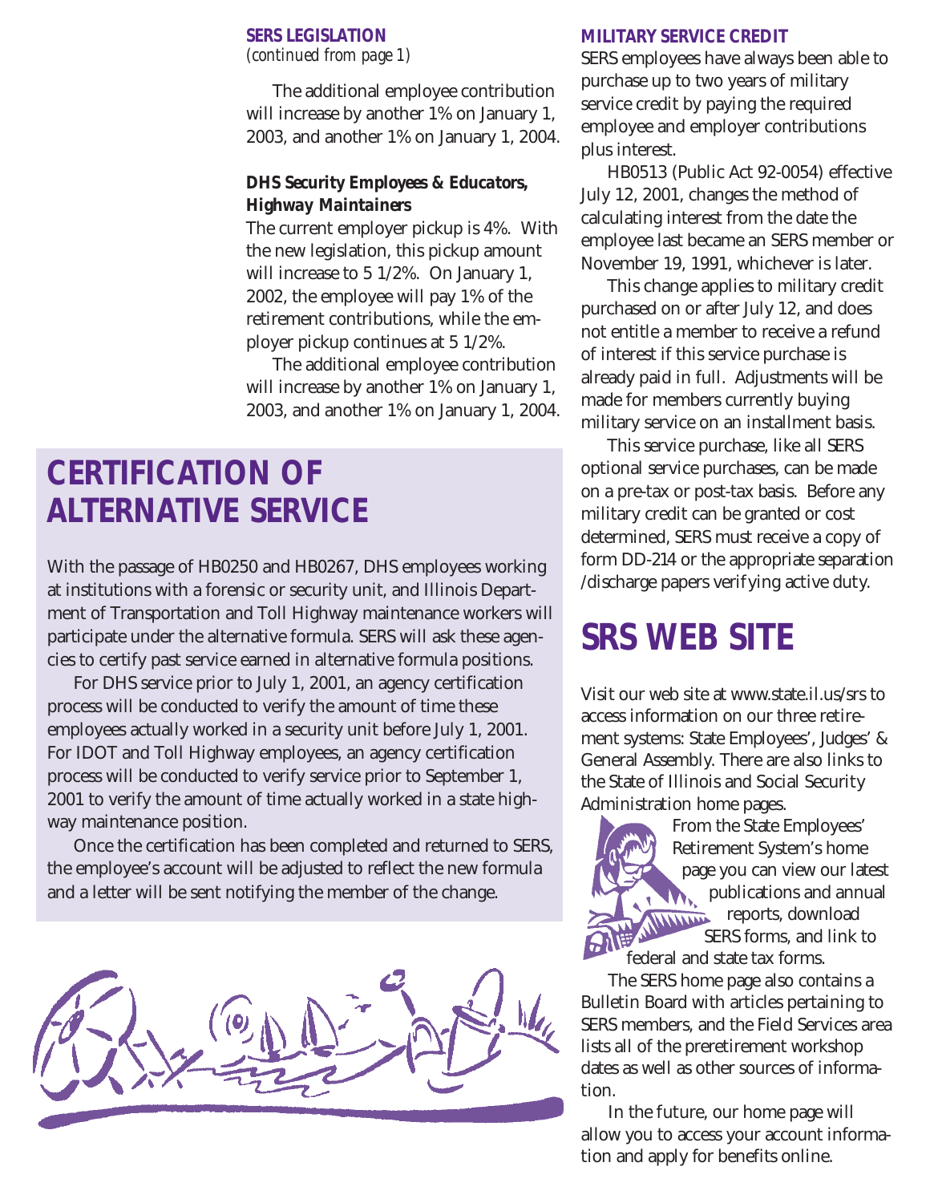### SERS LEGISLATION

*(continued from page 1)*

The additional employee contribution will increase by another 1% on January 1, 2003, and another 1% on January 1, 2004.

#### DHS Security Employees & Educators, Highway Maintainers

The current employer pickup is 4%. With the new legislation, this pickup amount will increase to 5 1/2%. On January 1, 2002, the employee will pay 1% of the retirement contributions, while the employer pickup continues at 5 1/2%.

The additional employee contribution will increase by another 1% on January 1, 2003, and another 1% on January 1, 2004.

## CERTIFICATION OF ALTERNATIVE SERVICE

With the passage of HB0250 and HB0267, DHS employees working at institutions with a forensic or security unit, and Illinois Department of Transportation and Toll Highway maintenance workers will participate under the alternative formula. SERS will ask these agencies to certify past service earned in alternative formula positions.

For DHS service prior to July 1, 2001, an agency certification process will be conducted to verify the amount of time these employees actually worked in a security unit before July 1, 2001. For IDOT and Toll Highway employees, an agency certification process will be conducted to verify service prior to September 1, 2001 to verify the amount of time actually worked in a state highway maintenance position.

Once the certification has been completed and returned to SERS, the employee's account will be adjusted to reflect the new formula and a letter will be sent notifying the member of the change.

### MILITARY SERVICE CREDIT

SERS employees have always been able to purchase up to two years of military service credit by paying the required employee and employer contributions plus interest.

HB0513 (Public Act 92-0054) effective July 12, 2001, changes the method of calculating interest from the date the employee last became an SERS member or November 19, 1991, whichever is later.

This change applies to military credit purchased on or after July 12, and does not entitle a member to receive a refund of interest if this service purchase is already paid in full. Adjustments will be made for members currently buying military service on an installment basis.

This service purchase, like all SERS optional service purchases, can be made on a pre-tax or post-tax basis. Before any military credit can be granted or cost determined, SERS must receive a copy of form DD-214 or the appropriate separation /discharge papers verifying active duty.

## SRS WEB SITE

Visit our web site at www.state.il.us/srs to access information on our three retirement systems: State Employees', Judges' & General Assembly. There are also links to the State of Illinois and Social Security Administration home pages.

From the State Employees' Retirement System's home page you can view our latest publications and annual reports, download SERS forms, and link to federal and state tax forms.

The SERS home page also contains a Bulletin Board with articles pertaining to SERS members, and the Field Services area lists all of the preretirement workshop dates as well as other sources of information.

In the future, our home page will allow you to access your account information and apply for benefits online.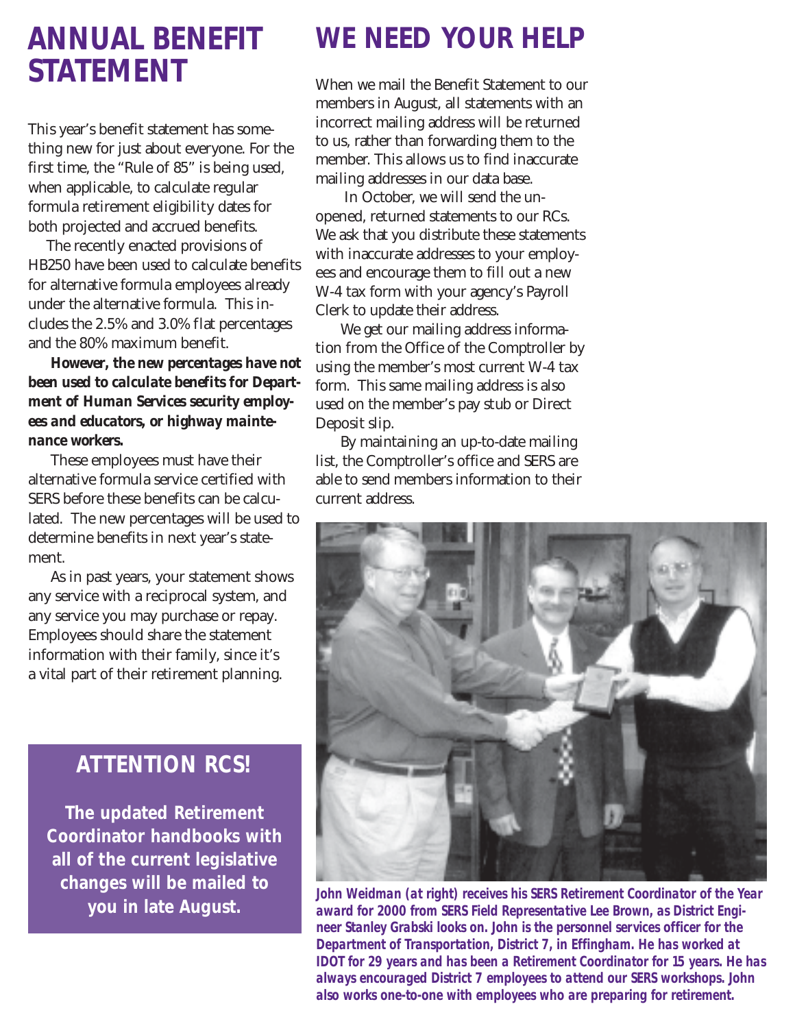# ANNUAL BENEFIT STATEMENT

This year's benefit statement has something new for just about everyone. For the first time, the "Rule of 85" is being used, when applicable, to calculate regular formula retirement eligibility dates for both projected and accrued benefits.

The recently enacted provisions of HB250 have been used to calculate benefits for alternative formula employees already under the alternative formula. This includes the 2.5% and 3.0% flat percentages and the 80% maximum benefit.

***However, the new percentages have not been used to calculate benefits for Department of Human Services security employees and educators, or highway maintenance workers.***

These employees must have their alternative formula service certified with SERS before these benefits can be calculated. The new percentages will be used to determine benefits in next year's statement.

As in past years, your statement shows any service with a reciprocal system, and any service you may purchase or repay. Employees should share the statement information with their family, since it's a vital part of their retirement planning.

## ATTENTION RCS!

**The updated Retirement Coordinator handbooks with all of the current legislative changes will be mailed to you in late August.**

# WE NEED YOUR HELP

When we mail the Benefit Statement to our members in August, all statements with an incorrect mailing address will be returned to us, rather than forwarding them to the member. This allows us to find inaccurate mailing addresses in our data base.

In October, we will send the unopened, returned statements to our RCs. We ask that you distribute these statements with inaccurate addresses to your employees and encourage them to fill out a new W-4 tax form with your agency's Payroll Clerk to update their address.

We get our mailing address information from the Office of the Comptroller by using the member's most current W-4 tax form. This same mailing address is also used on the member's pay stub or Direct Deposit slip.

By maintaining an up-to-date mailing list, the Comptroller's office and SERS are able to send members information to their current address.

***John Weidman (at right) receives his SERS Retirement Coordinator of the Year award for 2000 from SERS Field Representative Lee Brown, as District Engineer Stanley Grabski looks on. John is the personnel services officer for the Department of Transportation, District 7, in Effingham. He has worked at IDOT for 29 years and has been a Retirement Coordinator for 15 years. He has always encouraged District 7 employees to attend our SERS workshops. John also works one-to-one with employees who are preparing for retirement.***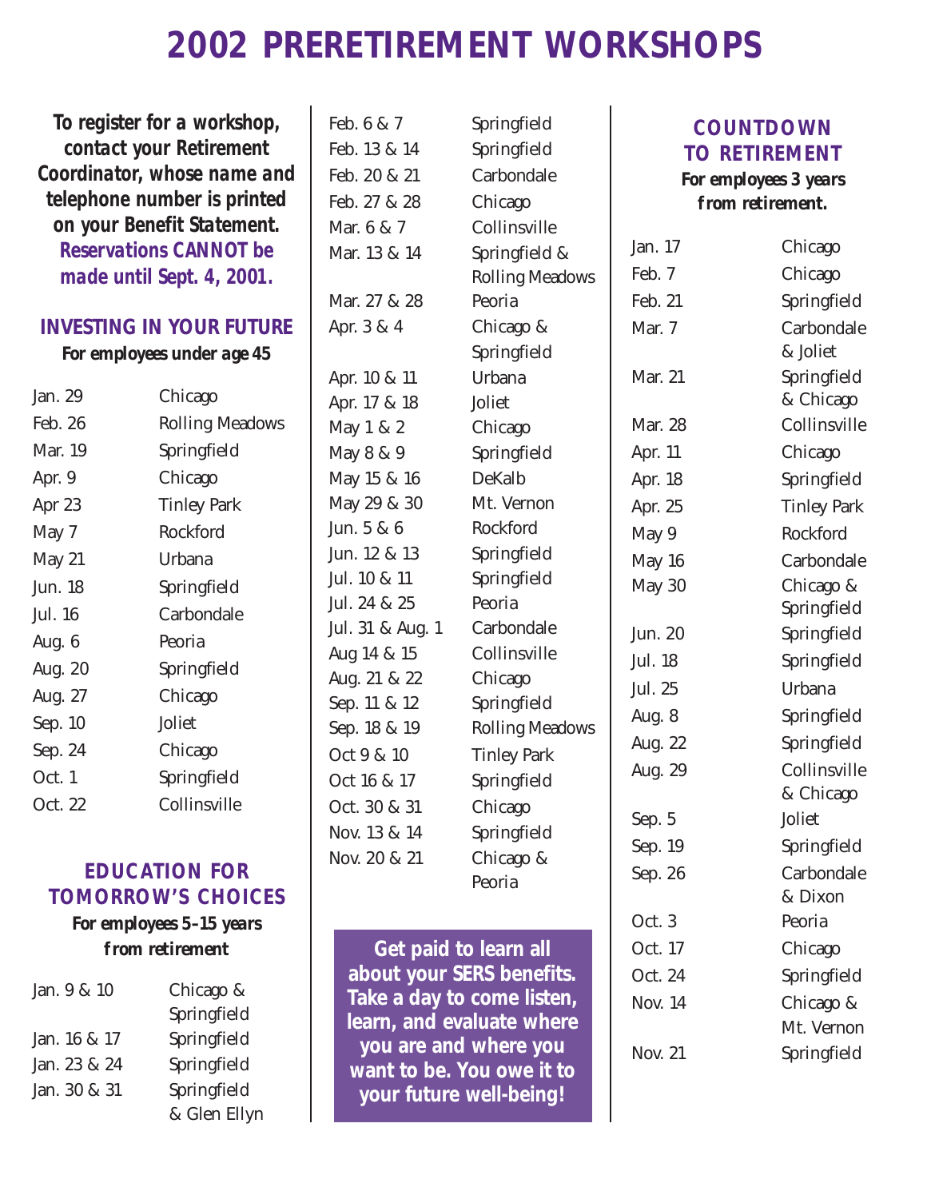# 2002 PRERETIREMENT WORKSHOPS

**To register for a workshop, contact your Retirement Coordinator, whose name and telephone number is printed on your Benefit Statement. *Reservations CANNOT be made until Sept. 4, 2001.***

## INVESTING IN YOUR FUTURE

**For employees under age 45**

| | |
|---|---|
| Jan. 29 | Chicago |
| Feb. 26 | Rolling Meadows |
| Mar. 19 | Springfield |
| Apr. 9 | Chicago |
| Apr 23 | Tinley Park |
| May 7 | Rockford |
| May 21 | Urbana |
| Jun. 18 | Springfield |
| Jul. 16 | Carbondale |
| Aug. 6 | Peoria |
| Aug. 20 | Springfield |
| Aug. 27 | Chicago |
| Sep. 10 | Joliet |
| Sep. 24 | Chicago |
| Oct. 1 | Springfield |
| Oct. 22 | Collinsville |

## EDUCATION FOR TOMORROW'S CHOICES

**For employees 5–15 years from retirement**

| | |
|---|---|
| Jan. 9 & 10 | Chicago & Springfield |
| Jan. 16 & 17 | Springfield |
| Jan. 23 & 24 | Springfield |
| Jan. 30 & 31 | Springfield & Glen Ellyn |
| Feb. 6 & 7 | Springfield |
| Feb. 13 & 14 | Springfield |
| Feb. 20 & 21 | Carbondale |
| Feb. 27 & 28 | Chicago |
| Mar. 6 & 7 | Collinsville |
| Mar. 13 & 14 | Springfield & Rolling Meadows |
| Mar. 27 & 28 | Peoria |
| Apr. 3 & 4 | Chicago & Springfield |
| Apr. 10 & 11 | Urbana |
| Apr. 17 & 18 | Joliet |
| May 1 & 2 | Chicago |
| May 8 & 9 | Springfield |
| May 15 & 16 | DeKalb |
| May 29 & 30 | Mt. Vernon |
| Jun. 5 & 6 | Rockford |
| Jun. 12 & 13 | Springfield |
| Jul. 10 & 11 | Springfield |
| Jul. 24 & 25 | Peoria |
| Jul. 31 & Aug. 1 | Carbondale |
| Aug 14 & 15 | Collinsville |
| Aug. 21 & 22 | Chicago |
| Sep. 11 & 12 | Springfield |
| Sep. 18 & 19 | Rolling Meadows |
| Oct 9 & 10 | Tinley Park |
| Oct 16 & 17 | Springfield |
| Oct. 30 & 31 | Chicago |
| Nov. 13 & 14 | Springfield |
| Nov. 20 & 21 | Chicago & Peoria |

**Get paid to learn all about your SERS benefits. Take a day to come listen, learn, and evaluate where you are and where you want to be. You owe it to your future well-being!**

## COUNTDOWN TO RETIREMENT

**For employees 3 years from retirement.**

| | |
|---|---|
| Jan. 17 | Chicago |
| Feb. 7 | Chicago |
| Feb. 21 | Springfield |
| Mar. 7 | Carbondale & Joliet |
| Mar. 21 | Springfield & Chicago |
| Mar. 28 | Collinsville |
| Apr. 11 | Chicago |
| Apr. 18 | Springfield |
| Apr. 25 | Tinley Park |
| May 9 | Rockford |
| May 16 | Carbondale |
| May 30 | Chicago & Springfield |
| Jun. 20 | Springfield |
| Jul. 18 | Springfield |
| Jul. 25 | Urbana |
| Aug. 8 | Springfield |
| Aug. 22 | Springfield |
| Aug. 29 | Collinsville & Chicago |
| Sep. 5 | Joliet |
| Sep. 19 | Springfield |
| Sep. 26 | Carbondale & Dixon |
| Oct. 3 | Peoria |
| Oct. 17 | Chicago |
| Oct. 24 | Springfield |
| Nov. 14 | Chicago & Mt. Vernon |
| Nov. 21 | Springfield |